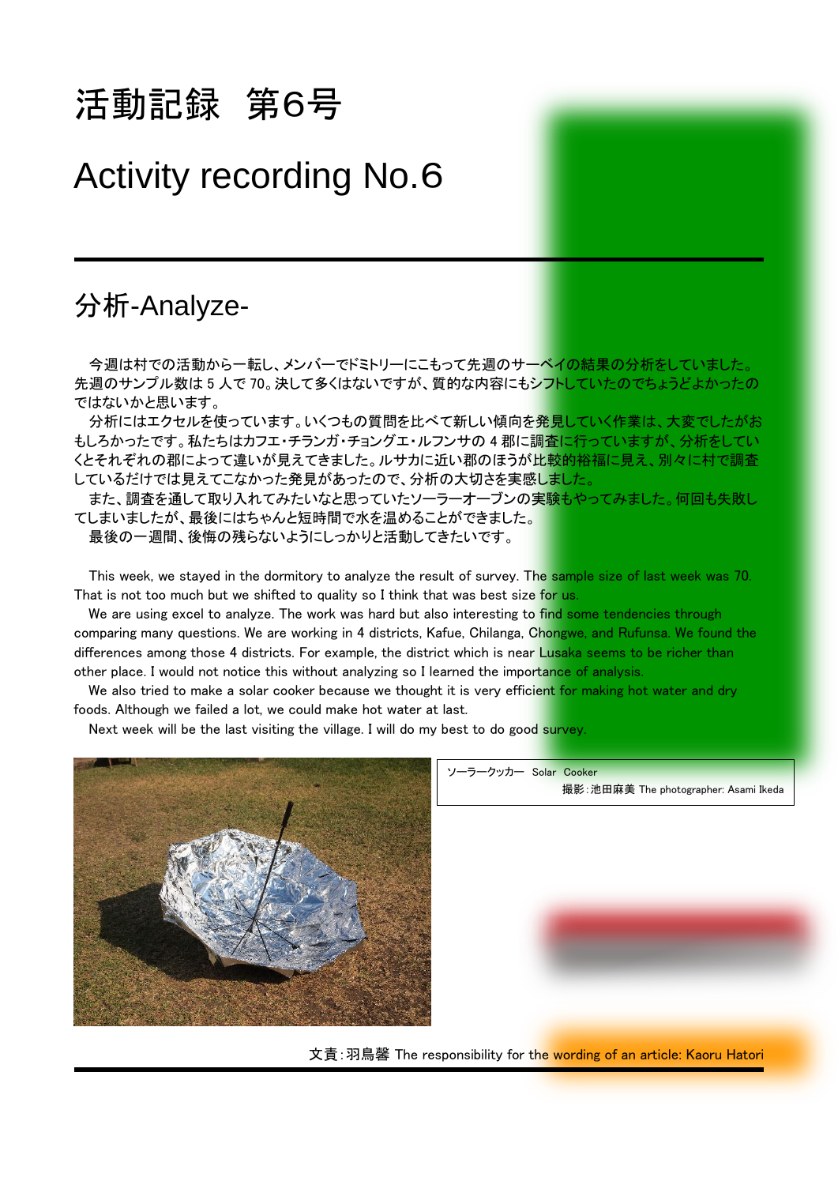# 活動記録　第6号

# Activity recording No.6

## 分析-Analyze-

今週は村での活動から一転し、メンバーでドミトリーにこもって先週のサーベイの結果の分析をしていました。先週のサンプル数は 5 人で 70。決して多くはないですが、質的な内容にもシフトしていたのでちょうどよかったのではないかと思います。

分析にはエクセルを使っています。いくつもの質問を比べて新しい傾向を発見していく作業は、大変でしたがおもしろかったです。私たちはカフエ・チランガ・チョングエ・ルフンサの 4 郡に調査に行っていますが、分析をしていくとそれぞれの郡によって違いが見えてきました。ルサカに近い郡のほうが比較的裕福に見え、別々に村で調査しているだけでは見えてこなかった発見があったので、分析の大切さを実感しました。

また、調査を通して取り入れてみたいなと思っていたソーラーオーブンの実験もやってみました。何回も失敗してしまいましたが、最後にはちゃんと短時間で水を温めることができました。

最後の一週間、後悔の残らないようにしっかりと活動してきたいです。

This week, we stayed in the dormitory to analyze the result of survey. The sample size of last week was 70. That is not too much but we shifted to quality so I think that was best size for us.

We are using excel to analyze. The work was hard but also interesting to find some tendencies through comparing many questions. We are working in 4 districts, Kafue, Chilanga, Chongwe, and Rufunsa. We found the differences among those 4 districts. For example, the district which is near Lusaka seems to be richer than other place. I would not notice this without analyzing so I learned the importance of analysis.

We also tried to make a solar cooker because we thought it is very efficient for making hot water and dry foods. Although we failed a lot, we could make hot water at last.

Next week will be the last visiting the village. I will do my best to do good survey.

ソーラークッカー　Solar Cooker
撮影：池田麻美 The photographer: Asami Ikeda

文責：羽鳥馨 The responsibility for the wording of an article: Kaoru Hatori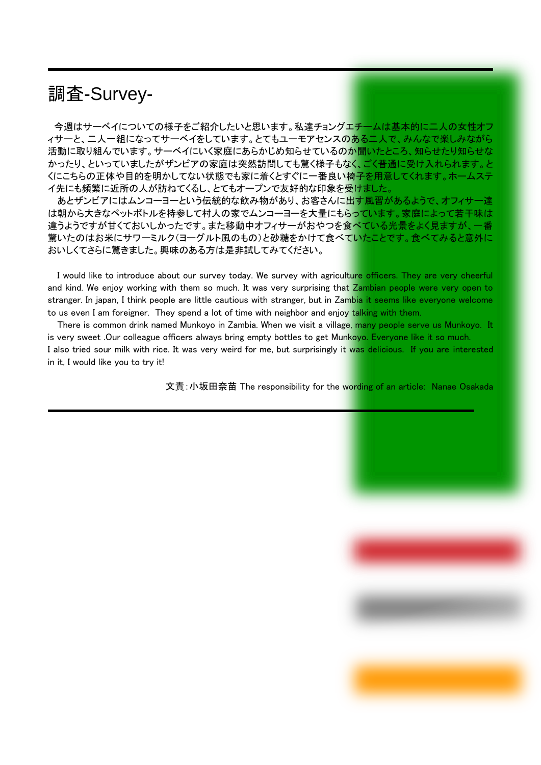# 調査-Survey-

今週はサーベイについての様子をご紹介したいと思います。私達チョングエチームは基本的に二人の女性オフィサーと、二人一組になってサーベイをしています。とてもユーモアセンスのある二人で、みんなで楽しみながら活動に取り組んでいます。サーベイにいく家庭にあらかじめ知らせているのか聞いたところ、知らせたり知らせなかったり、といっていましたがザンビアの家庭は突然訪問しても驚く様子もなく、ごく普通に受け入れられます。とくにこちらの正体や目的を明かしてない状態でも家に着くとすぐに一番良い椅子を用意してくれます。ホームステイ先にも頻繁に近所の人が訪ねてくるし、とてもオープンで友好的な印象を受けました。

あとザンビアにはムンコーヨーという伝統的な飲み物があり、お客さんに出す風習があるようで、オフィサー達は朝から大きなペットボトルを持参して村人の家でムンコーヨーを大量にもらっています。家庭によって若干味は違うようですが甘くておいしかったです。また移動中オフィサーがおやつを食べている光景をよく見ますが、一番驚いたのはお米にサワーミルク(ヨーグルト風のもの)と砂糖をかけて食べていたことです。食べてみると意外においしくてさらに驚きました。興味のある方は是非試してみてください。

I would like to introduce about our survey today. We survey with agriculture officers. They are very cheerful and kind. We enjoy working with them so much. It was very surprising that Zambian people were very open to stranger. In japan, I think people are little cautious with stranger, but in Zambia it seems like everyone welcome to us even I am foreigner. They spend a lot of time with neighbor and enjoy talking with them.

There is common drink named Munkoyo in Zambia. When we visit a village, many people serve us Munkoyo. It is very sweet .Our colleague officers always bring empty bottles to get Munkoyo. Everyone like it so much.
I also tried sour milk with rice. It was very weird for me, but surprisingly it was delicious. If you are interested in it, I would like you to try it!

文責:小坂田奈苗 The responsibility for the wording of an article: Nanae Osakada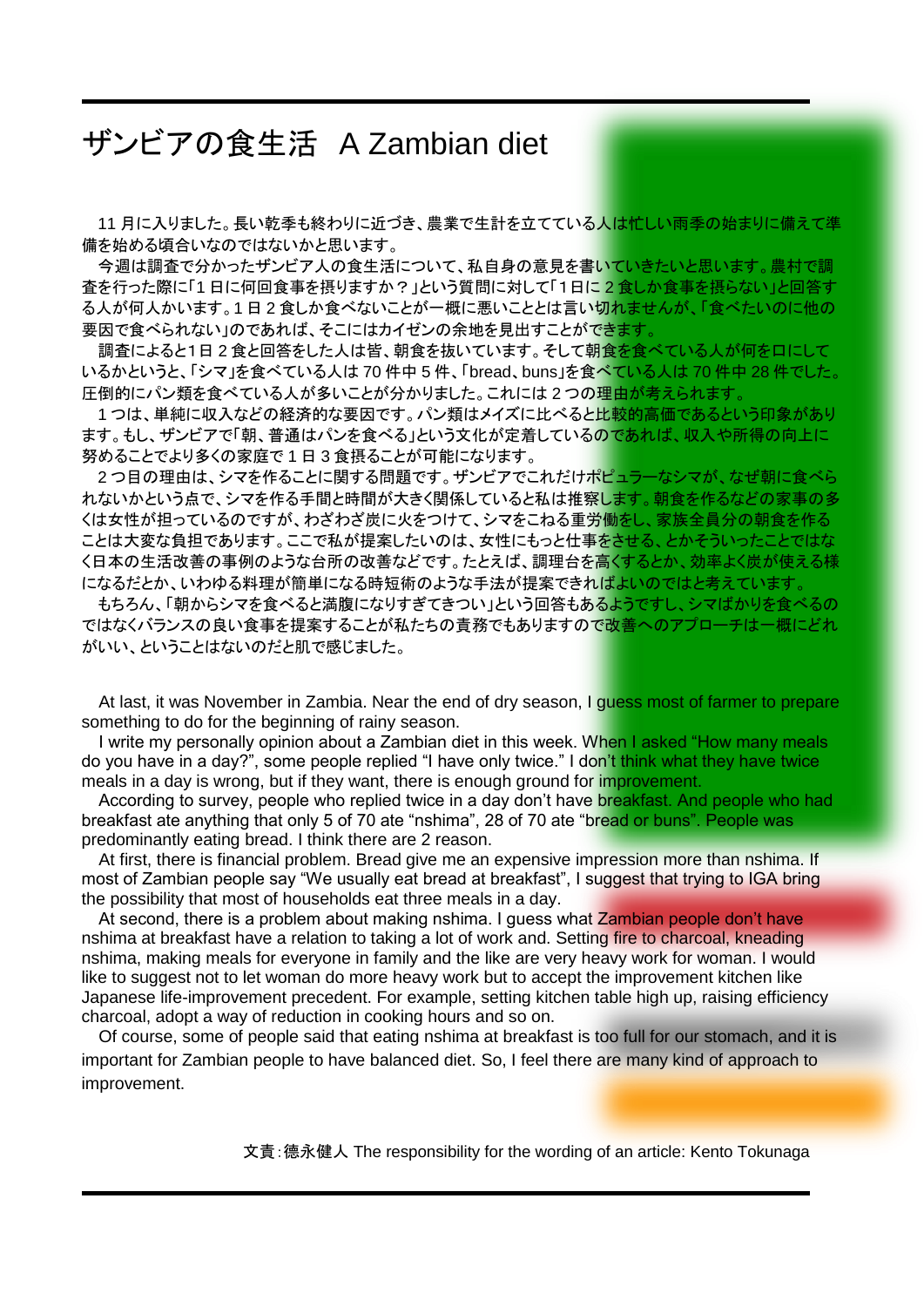# ザンビアの食生活 A Zambian diet

11 月に入りました。長い乾季も終わりに近づき、農業で生計を立てている人は忙しい雨季の始まりに備えて準備を始める頃合いなのではないかと思います。

今週は調査で分かったザンビア人の食生活について、私自身の意見を書いていきたいと思います。農村で調査を行った際に「1 日に何回食事を摂りますか？」という質問に対して「1日に 2 食しか食事を摂らない」と回答する人が何人かいます。1 日 2 食しか食べないことが一概に悪いこととは言い切れませんが、「食べたいのに他の要因で食べられない」のであれば、そこにはカイゼンの余地を見出すことができます。

調査によると1日 2 食と回答をした人は皆、朝食を抜いています。そして朝食を食べている人が何を口にしているかというと、「シマ」を食べている人は 70 件中 5 件、「bread、buns」を食べている人は 70 件中 28 件でした。圧倒的にパン類を食べている人が多いことが分かりました。これには 2 つの理由が考えられます。

1 つは、単純に収入などの経済的な要因です。パン類はメイズに比べると比較的高価であるという印象があります。もし、ザンビアで「朝、普通はパンを食べる」という文化が定着しているのであれば、収入や所得の向上に努めることでより多くの家庭で 1 日 3 食摂ることが可能になります。

2 つ目の理由は、シマを作ることに関する問題です。ザンビアでこれだけポピュラーなシマが、なぜ朝に食べられないかという点で、シマを作る手間と時間が大きく関係していると私は推察します。朝食を作るなどの家事の多くは女性が担っているのですが、わざわざ炭に火をつけて、シマをこねる重労働をし、家族全員分の朝食を作ることは大変な負担であります。ここで私が提案したいのは、女性にもっと仕事をさせる、とかそういったことではなく日本の生活改善の事例のような台所の改善などです。たとえば、調理台を高くするとか、効率よく炭が使える様になるだとか、いわゆる料理が簡単になる時短術のような手法が提案できればよいのではと考えています。

もちろん、「朝からシマを食べると満腹になりすぎてきつい」という回答もあるようですし、シマばかりを食べるのではなくバランスの良い食事を提案することが私たちの責務でもありますので改善へのアプローチは一概にどれがいい、ということはないのだと肌で感じました。

At last, it was November in Zambia. Near the end of dry season, I guess most of farmer to prepare something to do for the beginning of rainy season.

I write my personally opinion about a Zambian diet in this week. When I asked "How many meals do you have in a day?", some people replied "I have only twice." I don't think what they have twice meals in a day is wrong, but if they want, there is enough ground for improvement.

According to survey, people who replied twice in a day don't have breakfast. And people who had breakfast ate anything that only 5 of 70 ate "nshima", 28 of 70 ate "bread or buns". People was predominantly eating bread. I think there are 2 reason.

At first, there is financial problem. Bread give me an expensive impression more than nshima. If most of Zambian people say "We usually eat bread at breakfast", I suggest that trying to IGA bring the possibility that most of households eat three meals in a day.

At second, there is a problem about making nshima. I guess what Zambian people don't have nshima at breakfast have a relation to taking a lot of work and. Setting fire to charcoal, kneading nshima, making meals for everyone in family and the like are very heavy work for woman. I would like to suggest not to let woman do more heavy work but to accept the improvement kitchen like Japanese life-improvement precedent. For example, setting kitchen table high up, raising efficiency charcoal, adopt a way of reduction in cooking hours and so on.

Of course, some of people said that eating nshima at breakfast is too full for our stomach, and it is important for Zambian people to have balanced diet. So, I feel there are many kind of approach to improvement.

文責：德永健人 The responsibility for the wording of an article: Kento Tokunaga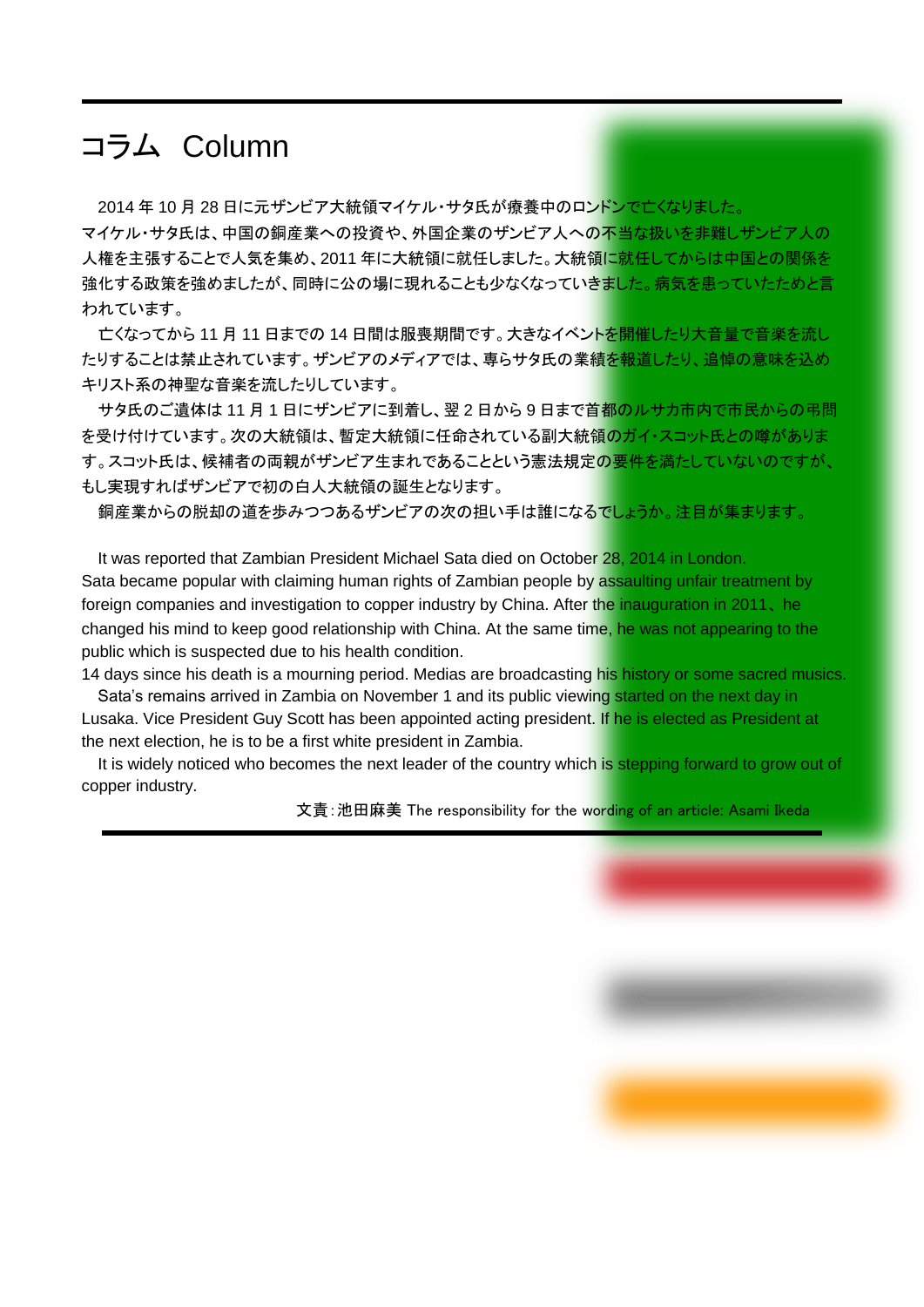# コラム　Column

2014 年 10 月 28 日に元ザンビア大統領マイケル・サタ氏が療養中のロンドンで亡くなりました。
マイケル・サタ氏は、中国の銅産業への投資や、外国企業のザンビア人への不当な扱いを非難しザンビア人の人権を主張することで人気を集め、2011 年に大統領に就任しました。大統領に就任してからは中国との関係を強化する政策を強めましたが、同時に公の場に現れることも少なくなっていきました。病気を患っていたためと言われています。

亡くなってから 11 月 11 日までの 14 日間は服喪期間です。大きなイベントを開催したり大音量で音楽を流したりすることは禁止されています。ザンビアのメディアでは、専らサタ氏の業績を報道したり、追悼の意味を込めキリスト系の神聖な音楽を流したりしています。

サタ氏のご遺体は 11 月 1 日にザンビアに到着し、翌 2 日から 9 日まで首都のルサカ市内で市民からの弔問を受け付けています。次の大統領は、暫定大統領に任命されている副大統領のガイ・スコット氏との噂があります。スコット氏は、候補者の両親がザンビア生まれであることという憲法規定の要件を満たしていないのですが、もし実現すればザンビアで初の白人大統領の誕生となります。

銅産業からの脱却の道を歩みつつあるザンビアの次の担い手は誰になるでしょうか。注目が集まります。

It was reported that Zambian President Michael Sata died on October 28, 2014 in London.
Sata became popular with claiming human rights of Zambian people by assaulting unfair treatment by foreign companies and investigation to copper industry by China. After the inauguration in 2011、he changed his mind to keep good relationship with China. At the same time, he was not appearing to the public which is suspected due to his health condition.
14 days since his death is a mourning period. Medias are broadcasting his history or some sacred musics.

Sata's remains arrived in Zambia on November 1 and its public viewing started on the next day in Lusaka. Vice President Guy Scott has been appointed acting president. If he is elected as President at the next election, he is to be a first white president in Zambia.

It is widely noticed who becomes the next leader of the country which is stepping forward to grow out of copper industry.

文責：池田麻美 The responsibility for the wording of an article: Asami Ikeda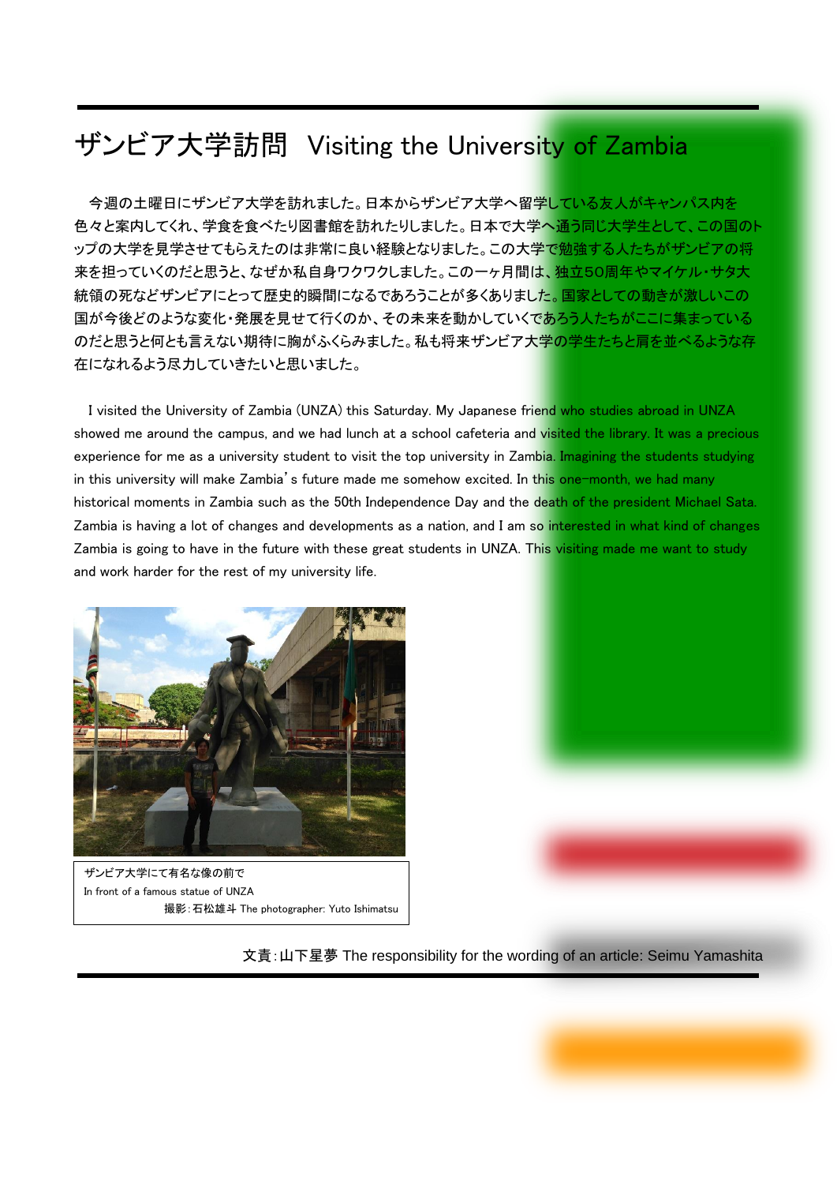# ザンビア大学訪問　Visiting the University of Zambia

今週の土曜日にザンビア大学を訪れました。日本からザンビア大学へ留学している友人がキャンパス内を色々と案内してくれ、学食を食べたり図書館を訪れたりしました。日本で大学へ通う同じ大学生として、この国のトップの大学を見学させてもらえたのは非常に良い経験となりました。この大学で勉強する人たちがザンビアの将来を担っていくのだと思うと、なぜか私自身ワクワクしました。この一ヶ月間は、独立50周年やマイケル・サタ大統領の死などザンビアにとって歴史的瞬間になるであろうことが多くありました。国家としての動きが激しいこの国が今後どのような変化・発展を見せて行くのか、その未来を動かしていくであろう人たちがここに集まっているのだと思うと何とも言えない期待に胸がふくらみました。私も将来ザンビア大学の学生たちと肩を並べるような存在になれるよう尽力していきたいと思いました。

I visited the University of Zambia (UNZA) this Saturday. My Japanese friend who studies abroad in UNZA showed me around the campus, and we had lunch at a school cafeteria and visited the library. It was a precious experience for me as a university student to visit the top university in Zambia. Imagining the students studying in this university will make Zambia's future made me somehow excited. In this one-month, we had many historical moments in Zambia such as the 50th Independence Day and the death of the president Michael Sata. Zambia is having a lot of changes and developments as a nation, and I am so interested in what kind of changes Zambia is going to have in the future with these great students in UNZA. This visiting made me want to study and work harder for the rest of my university life.

ザンビア大学にて有名な像の前で
In front of a famous statue of UNZA
撮影：石松雄斗 The photographer: Yuto Ishimatsu

文責：山下星夢 The responsibility for the wording of an article: Seimu Yamashita